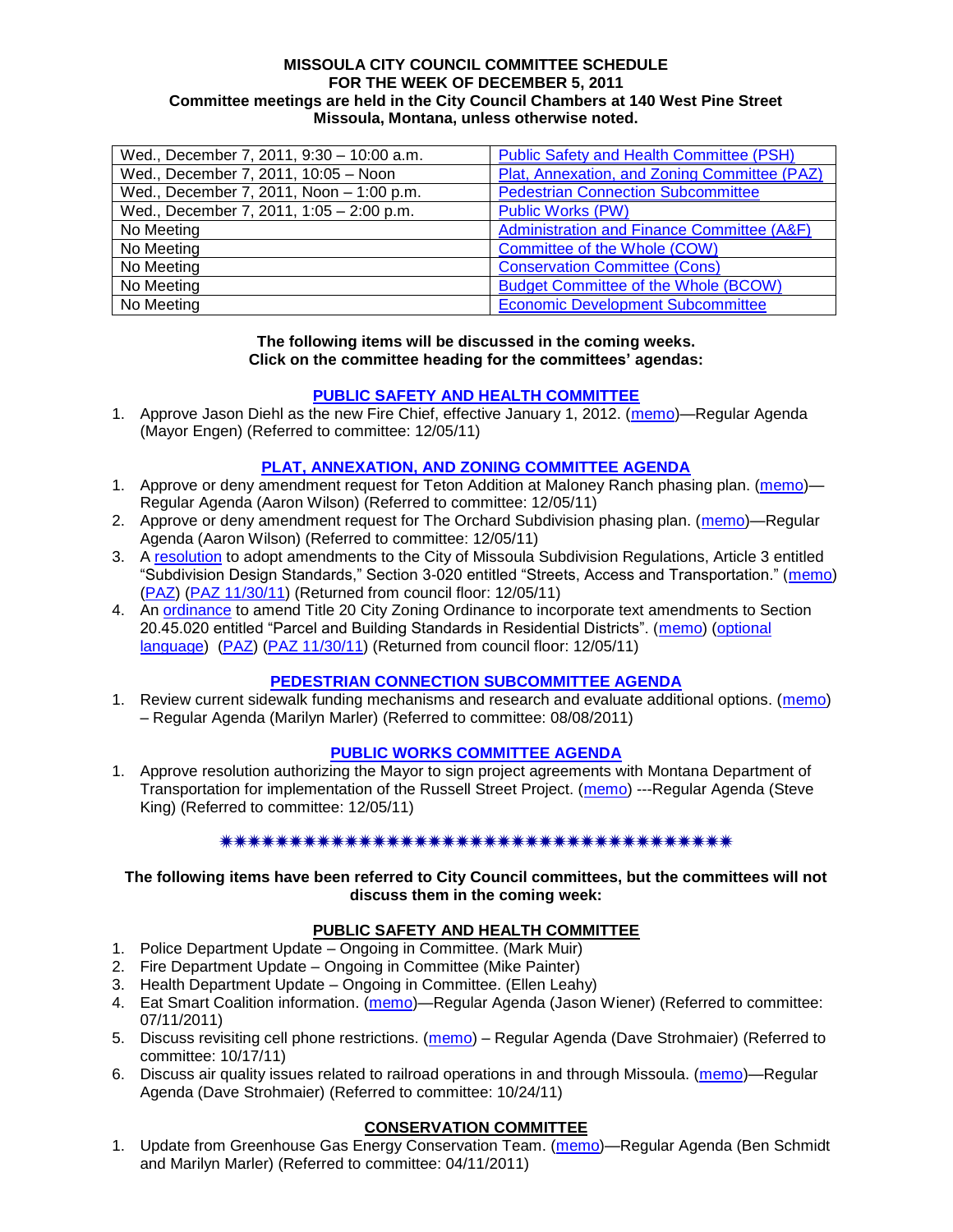**MISSOULA CITY COUNCIL COMMITTEE SCHEDULE**
**FOR THE WEEK OF DECEMBER 5, 2011**
**Committee meetings are held in the City Council Chambers at 140 West Pine Street**
**Missoula, Montana, unless otherwise noted.**

| | |
|---|---|
| Wed., December 7, 2011, 9:30 – 10:00 a.m. | Public Safety and Health Committee (PSH) |
| Wed., December 7, 2011, 10:05 – Noon | Plat, Annexation, and Zoning Committee (PAZ) |
| Wed., December 7, 2011, Noon – 1:00 p.m. | Pedestrian Connection Subcommittee |
| Wed., December 7, 2011, 1:05 – 2:00 p.m. | Public Works (PW) |
| No Meeting | Administration and Finance Committee (A&F) |
| No Meeting | Committee of the Whole (COW) |
| No Meeting | Conservation Committee (Cons) |
| No Meeting | Budget Committee of the Whole (BCOW) |
| No Meeting | Economic Development Subcommittee |

**The following items will be discussed in the coming weeks.**
**Click on the committee heading for the committees' agendas:**

## PUBLIC SAFETY AND HEALTH COMMITTEE

1. Approve Jason Diehl as the new Fire Chief, effective January 1, 2012. (memo)—Regular Agenda (Mayor Engen) (Referred to committee: 12/05/11)

## PLAT, ANNEXATION, AND ZONING COMMITTEE AGENDA

1. Approve or deny amendment request for Teton Addition at Maloney Ranch phasing plan. (memo)—Regular Agenda (Aaron Wilson) (Referred to committee: 12/05/11)
2. Approve or deny amendment request for The Orchard Subdivision phasing plan. (memo)—Regular Agenda (Aaron Wilson) (Referred to committee: 12/05/11)
3. A resolution to adopt amendments to the City of Missoula Subdivision Regulations, Article 3 entitled "Subdivision Design Standards," Section 3-020 entitled "Streets, Access and Transportation." (memo) (PAZ) (PAZ 11/30/11) (Returned from council floor: 12/05/11)
4. An ordinance to amend Title 20 City Zoning Ordinance to incorporate text amendments to Section 20.45.020 entitled "Parcel and Building Standards in Residential Districts". (memo) (optional language) (PAZ) (PAZ 11/30/11) (Returned from council floor: 12/05/11)

## PEDESTRIAN CONNECTION SUBCOMMITTEE AGENDA

1. Review current sidewalk funding mechanisms and research and evaluate additional options. (memo) – Regular Agenda (Marilyn Marler) (Referred to committee: 08/08/2011)

## PUBLIC WORKS COMMITTEE AGENDA

1. Approve resolution authorizing the Mayor to sign project agreements with Montana Department of Transportation for implementation of the Russell Street Project. (memo) ---Regular Agenda (Steve King) (Referred to committee: 12/05/11)

✷✷✷✷✷✷✷✷✷✷✷✷✷✷✷✷✷✷✷✷✷✷✷✷✷✷✷✷✷✷✷✷✷✷✷✷✷✷✷✷

**The following items have been referred to City Council committees, but the committees will not discuss them in the coming week:**

## PUBLIC SAFETY AND HEALTH COMMITTEE

1. Police Department Update – Ongoing in Committee. (Mark Muir)
2. Fire Department Update – Ongoing in Committee (Mike Painter)
3. Health Department Update – Ongoing in Committee. (Ellen Leahy)
4. Eat Smart Coalition information. (memo)—Regular Agenda (Jason Wiener) (Referred to committee: 07/11/2011)
5. Discuss revisiting cell phone restrictions. (memo) – Regular Agenda (Dave Strohmaier) (Referred to committee: 10/17/11)
6. Discuss air quality issues related to railroad operations in and through Missoula. (memo)—Regular Agenda (Dave Strohmaier) (Referred to committee: 10/24/11)

## CONSERVATION COMMITTEE

1. Update from Greenhouse Gas Energy Conservation Team. (memo)—Regular Agenda (Ben Schmidt and Marilyn Marler) (Referred to committee: 04/11/2011)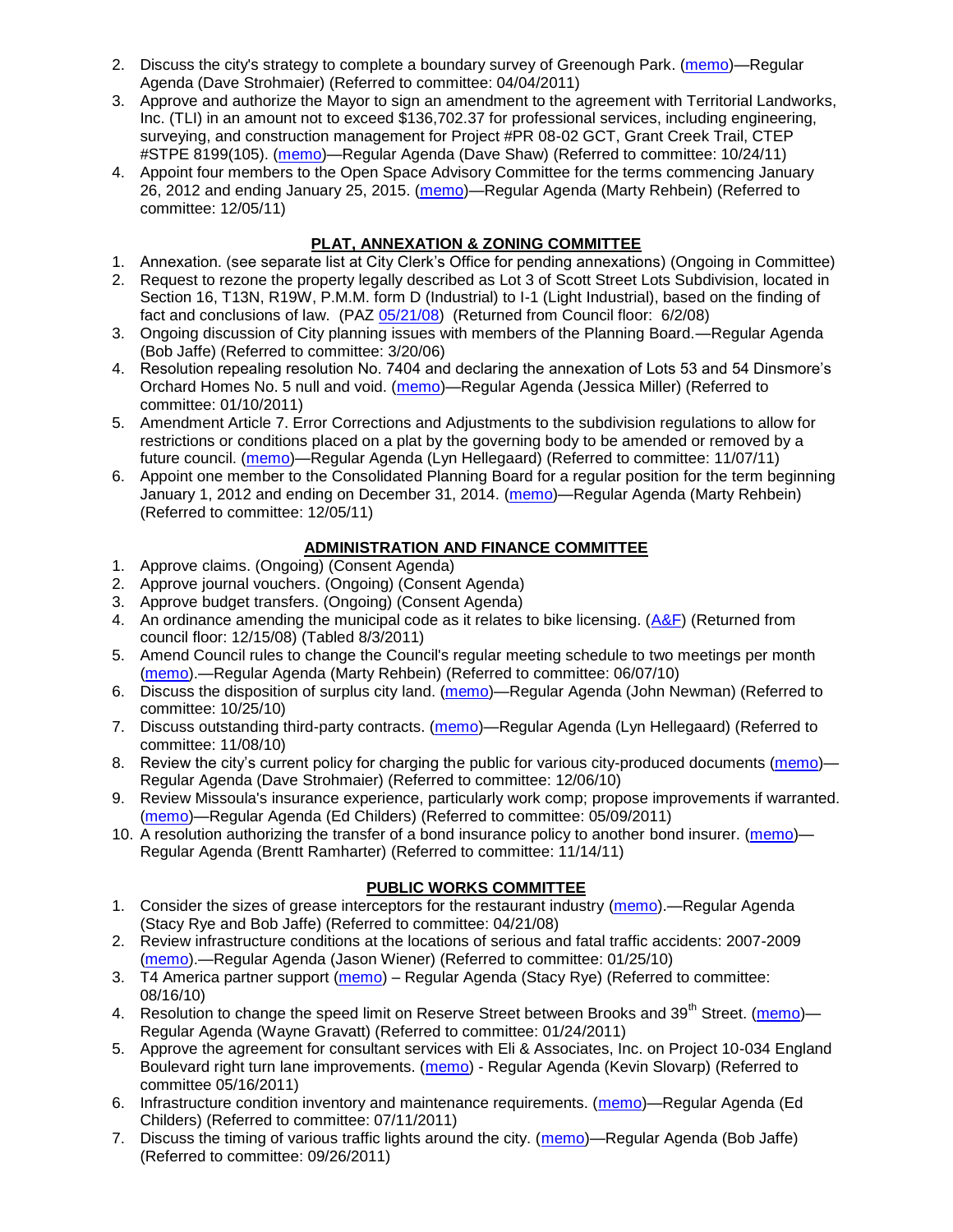2. Discuss the city's strategy to complete a boundary survey of Greenough Park. (memo)—Regular Agenda (Dave Strohmaier) (Referred to committee: 04/04/2011)
3. Approve and authorize the Mayor to sign an amendment to the agreement with Territorial Landworks, Inc. (TLI) in an amount not to exceed $136,702.37 for professional services, including engineering, surveying, and construction management for Project #PR 08-02 GCT, Grant Creek Trail, CTEP #STPE 8199(105). (memo)—Regular Agenda (Dave Shaw) (Referred to committee: 10/24/11)
4. Appoint four members to the Open Space Advisory Committee for the terms commencing January 26, 2012 and ending January 25, 2015. (memo)—Regular Agenda (Marty Rehbein) (Referred to committee: 12/05/11)

## PLAT, ANNEXATION & ZONING COMMITTEE

1. Annexation. (see separate list at City Clerk's Office for pending annexations) (Ongoing in Committee)
2. Request to rezone the property legally described as Lot 3 of Scott Street Lots Subdivision, located in Section 16, T13N, R19W, P.M.M. form D (Industrial) to I-1 (Light Industrial), based on the finding of fact and conclusions of law. (PAZ 05/21/08) (Returned from Council floor: 6/2/08)
3. Ongoing discussion of City planning issues with members of the Planning Board.—Regular Agenda (Bob Jaffe) (Referred to committee: 3/20/06)
4. Resolution repealing resolution No. 7404 and declaring the annexation of Lots 53 and 54 Dinsmore's Orchard Homes No. 5 null and void. (memo)—Regular Agenda (Jessica Miller) (Referred to committee: 01/10/2011)
5. Amendment Article 7. Error Corrections and Adjustments to the subdivision regulations to allow for restrictions or conditions placed on a plat by the governing body to be amended or removed by a future council. (memo)—Regular Agenda (Lyn Hellegaard) (Referred to committee: 11/07/11)
6. Appoint one member to the Consolidated Planning Board for a regular position for the term beginning January 1, 2012 and ending on December 31, 2014. (memo)—Regular Agenda (Marty Rehbein) (Referred to committee: 12/05/11)

## ADMINISTRATION AND FINANCE COMMITTEE

1. Approve claims. (Ongoing) (Consent Agenda)
2. Approve journal vouchers. (Ongoing) (Consent Agenda)
3. Approve budget transfers. (Ongoing) (Consent Agenda)
4. An ordinance amending the municipal code as it relates to bike licensing. (A&F) (Returned from council floor: 12/15/08) (Tabled 8/3/2011)
5. Amend Council rules to change the Council's regular meeting schedule to two meetings per month (memo).—Regular Agenda (Marty Rehbein) (Referred to committee: 06/07/10)
6. Discuss the disposition of surplus city land. (memo)—Regular Agenda (John Newman) (Referred to committee: 10/25/10)
7. Discuss outstanding third-party contracts. (memo)—Regular Agenda (Lyn Hellegaard) (Referred to committee: 11/08/10)
8. Review the city's current policy for charging the public for various city-produced documents (memo)—Regular Agenda (Dave Strohmaier) (Referred to committee: 12/06/10)
9. Review Missoula's insurance experience, particularly work comp; propose improvements if warranted. (memo)—Regular Agenda (Ed Childers) (Referred to committee: 05/09/2011)
10. A resolution authorizing the transfer of a bond insurance policy to another bond insurer. (memo)—Regular Agenda (Brentt Ramharter) (Referred to committee: 11/14/11)

## PUBLIC WORKS COMMITTEE

1. Consider the sizes of grease interceptors for the restaurant industry (memo).—Regular Agenda (Stacy Rye and Bob Jaffe) (Referred to committee: 04/21/08)
2. Review infrastructure conditions at the locations of serious and fatal traffic accidents: 2007-2009 (memo).—Regular Agenda (Jason Wiener) (Referred to committee: 01/25/10)
3. T4 America partner support (memo) – Regular Agenda (Stacy Rye) (Referred to committee: 08/16/10)
4. Resolution to change the speed limit on Reserve Street between Brooks and 39th Street. (memo)—Regular Agenda (Wayne Gravatt) (Referred to committee: 01/24/2011)
5. Approve the agreement for consultant services with Eli & Associates, Inc. on Project 10-034 England Boulevard right turn lane improvements. (memo) - Regular Agenda (Kevin Slovarp) (Referred to committee 05/16/2011)
6. Infrastructure condition inventory and maintenance requirements. (memo)—Regular Agenda (Ed Childers) (Referred to committee: 07/11/2011)
7. Discuss the timing of various traffic lights around the city. (memo)—Regular Agenda (Bob Jaffe) (Referred to committee: 09/26/2011)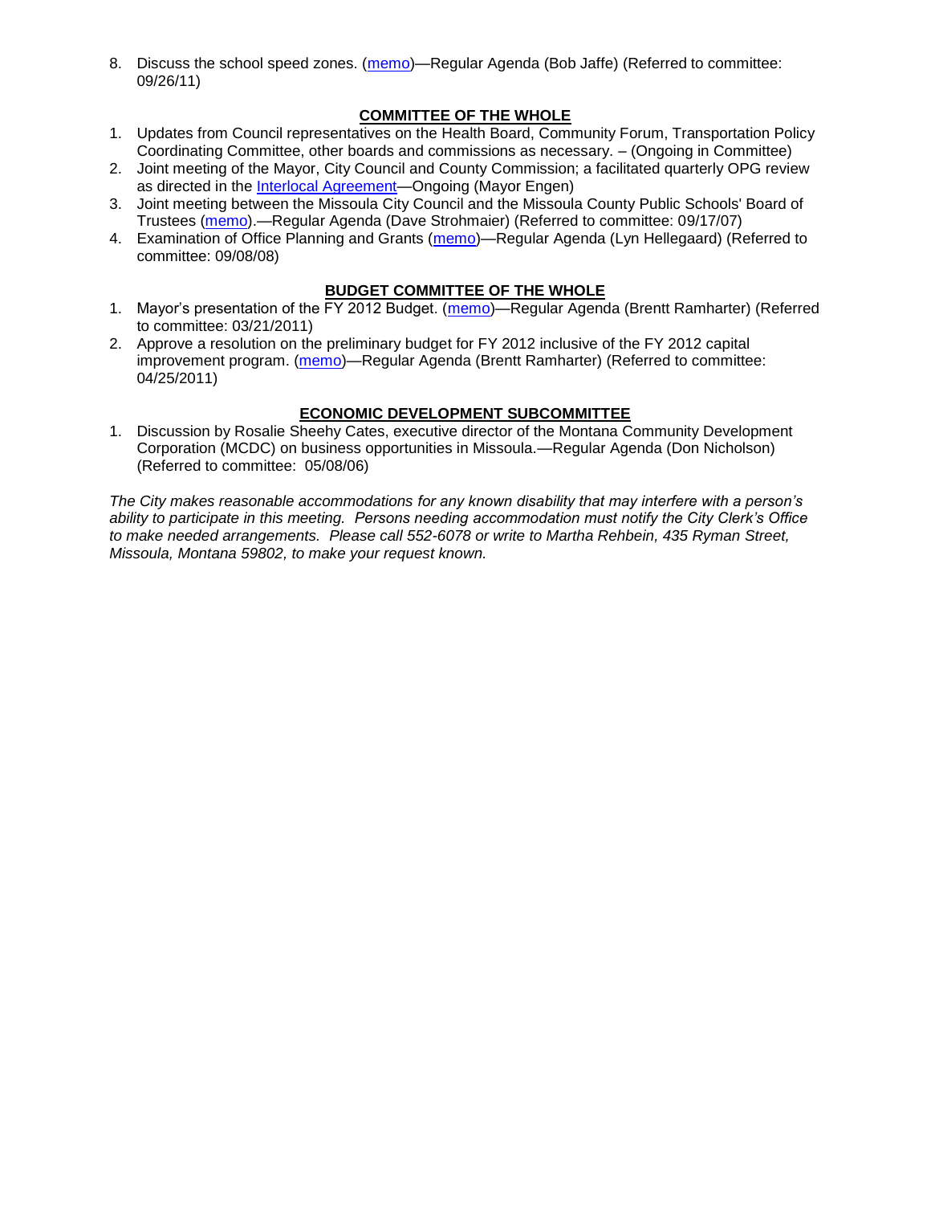8. Discuss the school speed zones. (memo)—Regular Agenda (Bob Jaffe) (Referred to committee: 09/26/11)

**COMMITTEE OF THE WHOLE**

1. Updates from Council representatives on the Health Board, Community Forum, Transportation Policy Coordinating Committee, other boards and commissions as necessary. – (Ongoing in Committee)
2. Joint meeting of the Mayor, City Council and County Commission; a facilitated quarterly OPG review as directed in the Interlocal Agreement—Ongoing (Mayor Engen)
3. Joint meeting between the Missoula City Council and the Missoula County Public Schools' Board of Trustees (memo).—Regular Agenda (Dave Strohmaier) (Referred to committee: 09/17/07)
4. Examination of Office Planning and Grants (memo)—Regular Agenda (Lyn Hellegaard) (Referred to committee: 09/08/08)

**BUDGET COMMITTEE OF THE WHOLE**

1. Mayor's presentation of the FY 2012 Budget. (memo)—Regular Agenda (Brentt Ramharter) (Referred to committee: 03/21/2011)
2. Approve a resolution on the preliminary budget for FY 2012 inclusive of the FY 2012 capital improvement program. (memo)—Regular Agenda (Brentt Ramharter) (Referred to committee: 04/25/2011)

**ECONOMIC DEVELOPMENT SUBCOMMITTEE**

1. Discussion by Rosalie Sheehy Cates, executive director of the Montana Community Development Corporation (MCDC) on business opportunities in Missoula.—Regular Agenda (Don Nicholson) (Referred to committee: 05/08/06)

*The City makes reasonable accommodations for any known disability that may interfere with a person's ability to participate in this meeting. Persons needing accommodation must notify the City Clerk's Office to make needed arrangements. Please call 552-6078 or write to Martha Rehbein, 435 Ryman Street, Missoula, Montana 59802, to make your request known.*